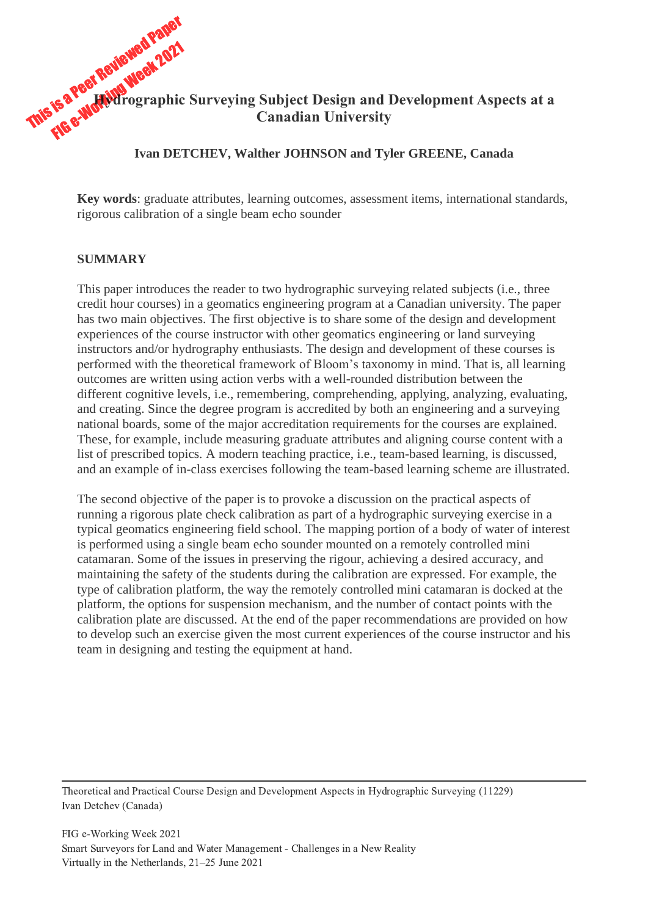This is a Peer Reviewed Paper
FIG e-Working Week 2021

# Hydrographic Surveying Subject Design and Development Aspects at a Canadian University

**Ivan DETCHEV, Walther JOHNSON and Tyler GREENE, Canada**

**Key words**: graduate attributes, learning outcomes, assessment items, international standards, rigorous calibration of a single beam echo sounder

## SUMMARY

This paper introduces the reader to two hydrographic surveying related subjects (i.e., three credit hour courses) in a geomatics engineering program at a Canadian university. The paper has two main objectives. The first objective is to share some of the design and development experiences of the course instructor with other geomatics engineering or land surveying instructors and/or hydrography enthusiasts. The design and development of these courses is performed with the theoretical framework of Bloom's taxonomy in mind. That is, all learning outcomes are written using action verbs with a well-rounded distribution between the different cognitive levels, i.e., remembering, comprehending, applying, analyzing, evaluating, and creating. Since the degree program is accredited by both an engineering and a surveying national boards, some of the major accreditation requirements for the courses are explained. These, for example, include measuring graduate attributes and aligning course content with a list of prescribed topics. A modern teaching practice, i.e., team-based learning, is discussed, and an example of in-class exercises following the team-based learning scheme are illustrated.

The second objective of the paper is to provoke a discussion on the practical aspects of running a rigorous plate check calibration as part of a hydrographic surveying exercise in a typical geomatics engineering field school. The mapping portion of a body of water of interest is performed using a single beam echo sounder mounted on a remotely controlled mini catamaran. Some of the issues in preserving the rigour, achieving a desired accuracy, and maintaining the safety of the students during the calibration are expressed. For example, the type of calibration platform, the way the remotely controlled mini catamaran is docked at the platform, the options for suspension mechanism, and the number of contact points with the calibration plate are discussed. At the end of the paper recommendations are provided on how to develop such an exercise given the most current experiences of the course instructor and his team in designing and testing the equipment at hand.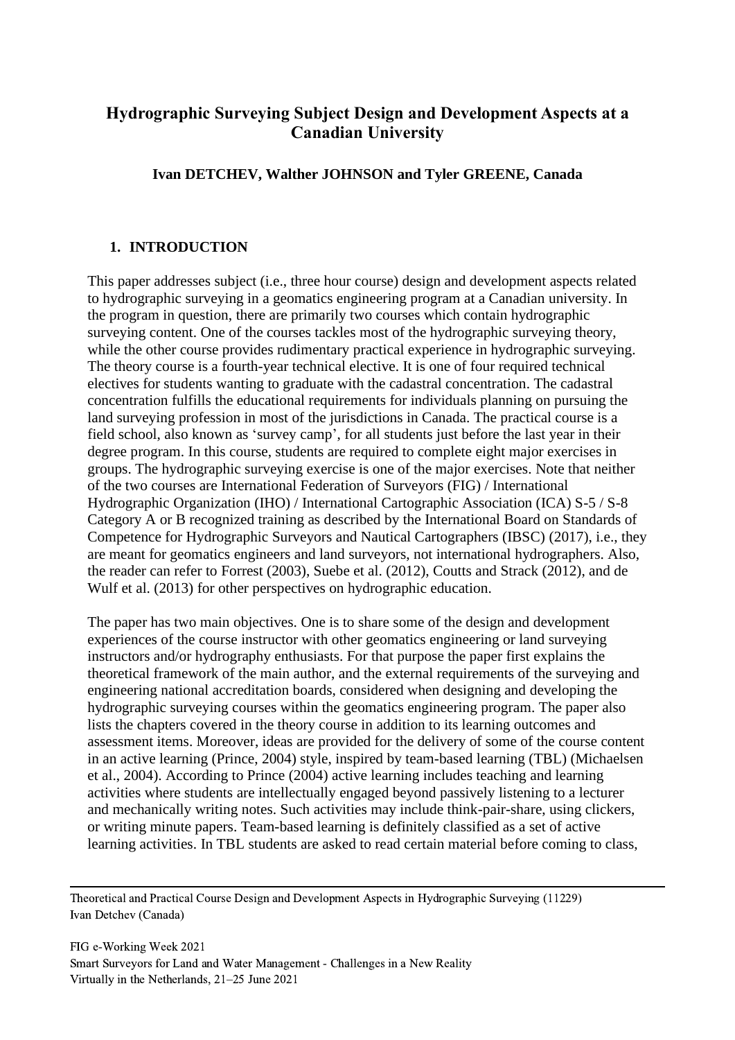# Hydrographic Surveying Subject Design and Development Aspects at a Canadian University

**Ivan DETCHEV, Walther JOHNSON and Tyler GREENE, Canada**

## 1. INTRODUCTION

This paper addresses subject (i.e., three hour course) design and development aspects related to hydrographic surveying in a geomatics engineering program at a Canadian university. In the program in question, there are primarily two courses which contain hydrographic surveying content. One of the courses tackles most of the hydrographic surveying theory, while the other course provides rudimentary practical experience in hydrographic surveying. The theory course is a fourth-year technical elective. It is one of four required technical electives for students wanting to graduate with the cadastral concentration. The cadastral concentration fulfills the educational requirements for individuals planning on pursuing the land surveying profession in most of the jurisdictions in Canada. The practical course is a field school, also known as 'survey camp', for all students just before the last year in their degree program. In this course, students are required to complete eight major exercises in groups. The hydrographic surveying exercise is one of the major exercises. Note that neither of the two courses are International Federation of Surveyors (FIG) / International Hydrographic Organization (IHO) / International Cartographic Association (ICA) S-5 / S-8 Category A or B recognized training as described by the International Board on Standards of Competence for Hydrographic Surveyors and Nautical Cartographers (IBSC) (2017), i.e., they are meant for geomatics engineers and land surveyors, not international hydrographers. Also, the reader can refer to Forrest (2003), Suebe et al. (2012), Coutts and Strack (2012), and de Wulf et al. (2013) for other perspectives on hydrographic education.

The paper has two main objectives. One is to share some of the design and development experiences of the course instructor with other geomatics engineering or land surveying instructors and/or hydrography enthusiasts. For that purpose the paper first explains the theoretical framework of the main author, and the external requirements of the surveying and engineering national accreditation boards, considered when designing and developing the hydrographic surveying courses within the geomatics engineering program. The paper also lists the chapters covered in the theory course in addition to its learning outcomes and assessment items. Moreover, ideas are provided for the delivery of some of the course content in an active learning (Prince, 2004) style, inspired by team-based learning (TBL) (Michaelsen et al., 2004). According to Prince (2004) active learning includes teaching and learning activities where students are intellectually engaged beyond passively listening to a lecturer and mechanically writing notes. Such activities may include think-pair-share, using clickers, or writing minute papers. Team-based learning is definitely classified as a set of active learning activities. In TBL students are asked to read certain material before coming to class,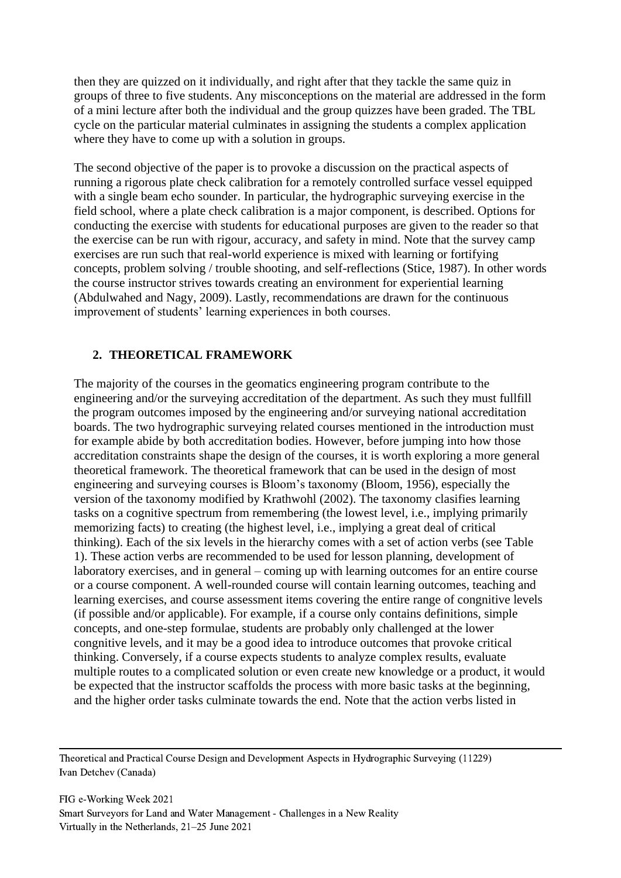then they are quizzed on it individually, and right after that they tackle the same quiz in groups of three to five students. Any misconceptions on the material are addressed in the form of a mini lecture after both the individual and the group quizzes have been graded. The TBL cycle on the particular material culminates in assigning the students a complex application where they have to come up with a solution in groups.

The second objective of the paper is to provoke a discussion on the practical aspects of running a rigorous plate check calibration for a remotely controlled surface vessel equipped with a single beam echo sounder. In particular, the hydrographic surveying exercise in the field school, where a plate check calibration is a major component, is described. Options for conducting the exercise with students for educational purposes are given to the reader so that the exercise can be run with rigour, accuracy, and safety in mind. Note that the survey camp exercises are run such that real-world experience is mixed with learning or fortifying concepts, problem solving / trouble shooting, and self-reflections (Stice, 1987). In other words the course instructor strives towards creating an environment for experiential learning (Abdulwahed and Nagy, 2009). Lastly, recommendations are drawn for the continuous improvement of students' learning experiences in both courses.

## 2. THEORETICAL FRAMEWORK

The majority of the courses in the geomatics engineering program contribute to the engineering and/or the surveying accreditation of the department. As such they must fullfill the program outcomes imposed by the engineering and/or surveying national accreditation boards. The two hydrographic surveying related courses mentioned in the introduction must for example abide by both accreditation bodies. However, before jumping into how those accreditation constraints shape the design of the courses, it is worth exploring a more general theoretical framework. The theoretical framework that can be used in the design of most engineering and surveying courses is Bloom's taxonomy (Bloom, 1956), especially the version of the taxonomy modified by Krathwohl (2002). The taxonomy clasifies learning tasks on a cognitive spectrum from remembering (the lowest level, i.e., implying primarily memorizing facts) to creating (the highest level, i.e., implying a great deal of critical thinking). Each of the six levels in the hierarchy comes with a set of action verbs (see Table 1). These action verbs are recommended to be used for lesson planning, development of laboratory exercises, and in general – coming up with learning outcomes for an entire course or a course component. A well-rounded course will contain learning outcomes, teaching and learning exercises, and course assessment items covering the entire range of congnitive levels (if possible and/or applicable). For example, if a course only contains definitions, simple concepts, and one-step formulae, students are probably only challenged at the lower congnitive levels, and it may be a good idea to introduce outcomes that provoke critical thinking. Conversely, if a course expects students to analyze complex results, evaluate multiple routes to a complicated solution or even create new knowledge or a product, it would be expected that the instructor scaffolds the process with more basic tasks at the beginning, and the higher order tasks culminate towards the end. Note that the action verbs listed in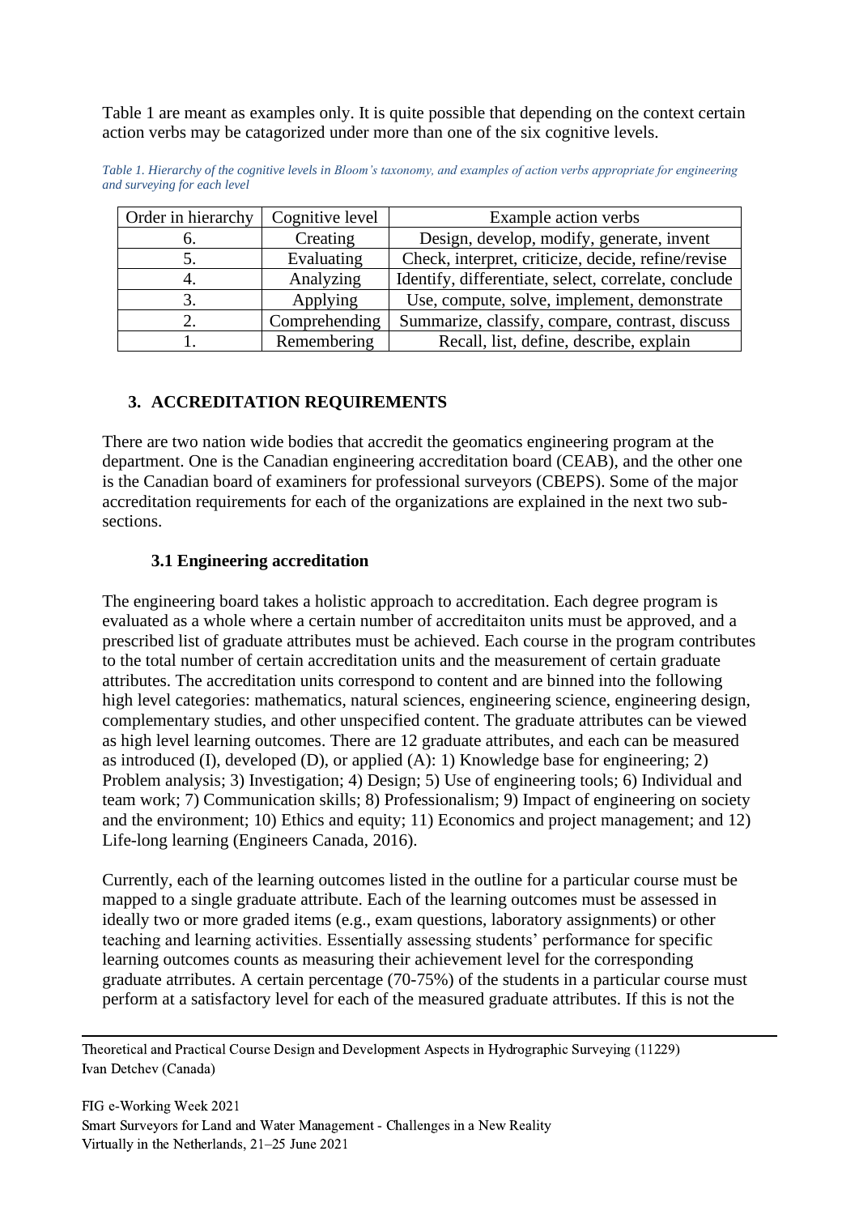Table 1 are meant as examples only. It is quite possible that depending on the context certain action verbs may be catagorized under more than one of the six cognitive levels.

*Table 1. Hierarchy of the cognitive levels in Bloom's taxonomy, and examples of action verbs appropriate for engineering and surveying for each level*

| Order in hierarchy | Cognitive level | Example action verbs |
|---|---|---|
| 6. | Creating | Design, develop, modify, generate, invent |
| 5. | Evaluating | Check, interpret, criticize, decide, refine/revise |
| 4. | Analyzing | Identify, differentiate, select, correlate, conclude |
| 3. | Applying | Use, compute, solve, implement, demonstrate |
| 2. | Comprehending | Summarize, classify, compare, contrast, discuss |
| 1. | Remembering | Recall, list, define, describe, explain |

## 3. ACCREDITATION REQUIREMENTS

There are two nation wide bodies that accredit the geomatics engineering program at the department. One is the Canadian engineering accreditation board (CEAB), and the other one is the Canadian board of examiners for professional surveyors (CBEPS). Some of the major accreditation requirements for each of the organizations are explained in the next two sub-sections.

### 3.1 Engineering accreditation

The engineering board takes a holistic approach to accreditation. Each degree program is evaluated as a whole where a certain number of accreditaiton units must be approved, and a prescribed list of graduate attributes must be achieved. Each course in the program contributes to the total number of certain accreditation units and the measurement of certain graduate attributes. The accreditation units correspond to content and are binned into the following high level categories: mathematics, natural sciences, engineering science, engineering design, complementary studies, and other unspecified content. The graduate attributes can be viewed as high level learning outcomes. There are 12 graduate attributes, and each can be measured as introduced (I), developed (D), or applied (A): 1) Knowledge base for engineering; 2) Problem analysis; 3) Investigation; 4) Design; 5) Use of engineering tools; 6) Individual and team work; 7) Communication skills; 8) Professionalism; 9) Impact of engineering on society and the environment; 10) Ethics and equity; 11) Economics and project management; and 12) Life-long learning (Engineers Canada, 2016).

Currently, each of the learning outcomes listed in the outline for a particular course must be mapped to a single graduate attribute. Each of the learning outcomes must be assessed in ideally two or more graded items (e.g., exam questions, laboratory assignments) or other teaching and learning activities. Essentially assessing students' performance for specific learning outcomes counts as measuring their achievement level for the corresponding graduate atrributes. A certain percentage (70-75%) of the students in a particular course must perform at a satisfactory level for each of the measured graduate attributes. If this is not the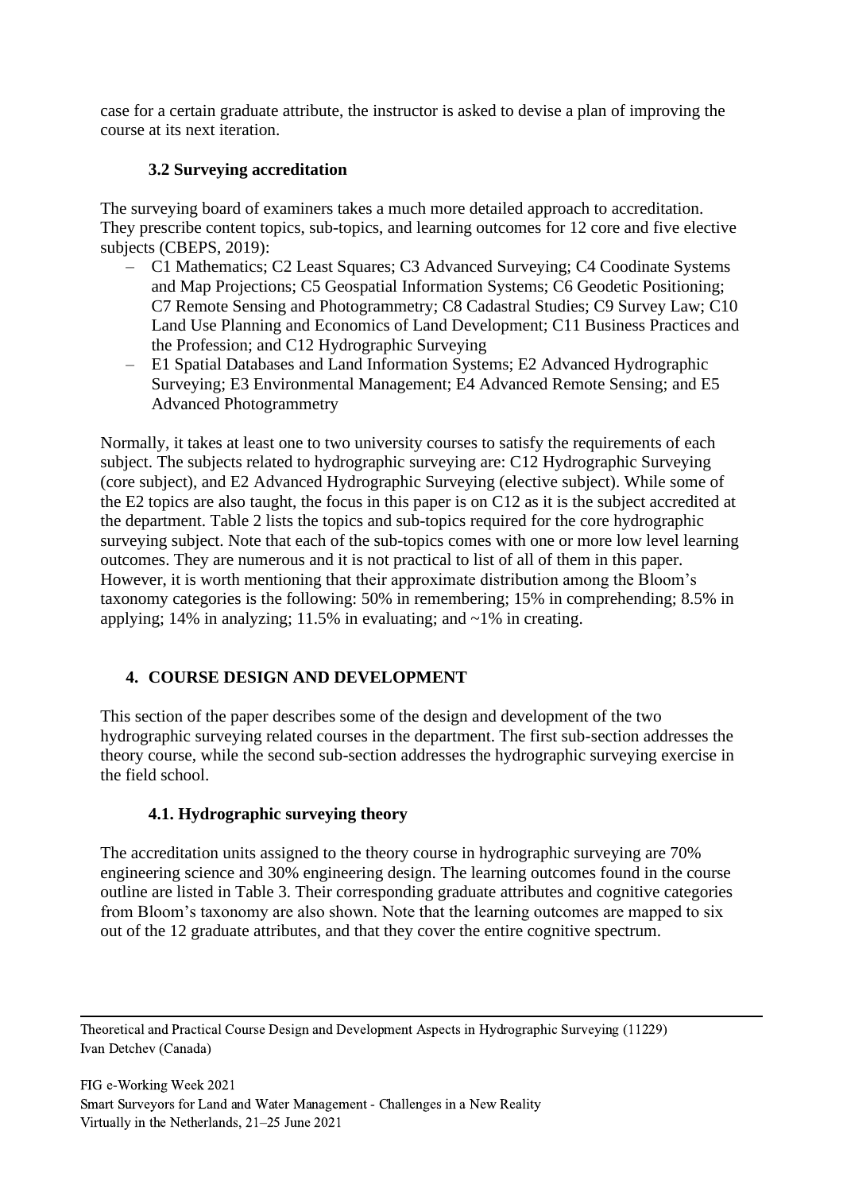case for a certain graduate attribute, the instructor is asked to devise a plan of improving the course at its next iteration.

### 3.2 Surveying accreditation

The surveying board of examiners takes a much more detailed approach to accreditation. They prescribe content topics, sub-topics, and learning outcomes for 12 core and five elective subjects (CBEPS, 2019):

- C1 Mathematics; C2 Least Squares; C3 Advanced Surveying; C4 Coodinate Systems and Map Projections; C5 Geospatial Information Systems; C6 Geodetic Positioning; C7 Remote Sensing and Photogrammetry; C8 Cadastral Studies; C9 Survey Law; C10 Land Use Planning and Economics of Land Development; C11 Business Practices and the Profession; and C12 Hydrographic Surveying
- E1 Spatial Databases and Land Information Systems; E2 Advanced Hydrographic Surveying; E3 Environmental Management; E4 Advanced Remote Sensing; and E5 Advanced Photogrammetry

Normally, it takes at least one to two university courses to satisfy the requirements of each subject. The subjects related to hydrographic surveying are: C12 Hydrographic Surveying (core subject), and E2 Advanced Hydrographic Surveying (elective subject). While some of the E2 topics are also taught, the focus in this paper is on C12 as it is the subject accredited at the department. Table 2 lists the topics and sub-topics required for the core hydrographic surveying subject. Note that each of the sub-topics comes with one or more low level learning outcomes. They are numerous and it is not practical to list of all of them in this paper. However, it is worth mentioning that their approximate distribution among the Bloom's taxonomy categories is the following: 50% in remembering; 15% in comprehending; 8.5% in applying; 14% in analyzing; 11.5% in evaluating; and ~1% in creating.

## 4. COURSE DESIGN AND DEVELOPMENT

This section of the paper describes some of the design and development of the two hydrographic surveying related courses in the department. The first sub-section addresses the theory course, while the second sub-section addresses the hydrographic surveying exercise in the field school.

### 4.1. Hydrographic surveying theory

The accreditation units assigned to the theory course in hydrographic surveying are 70% engineering science and 30% engineering design. The learning outcomes found in the course outline are listed in Table 3. Their corresponding graduate attributes and cognitive categories from Bloom's taxonomy are also shown. Note that the learning outcomes are mapped to six out of the 12 graduate attributes, and that they cover the entire cognitive spectrum.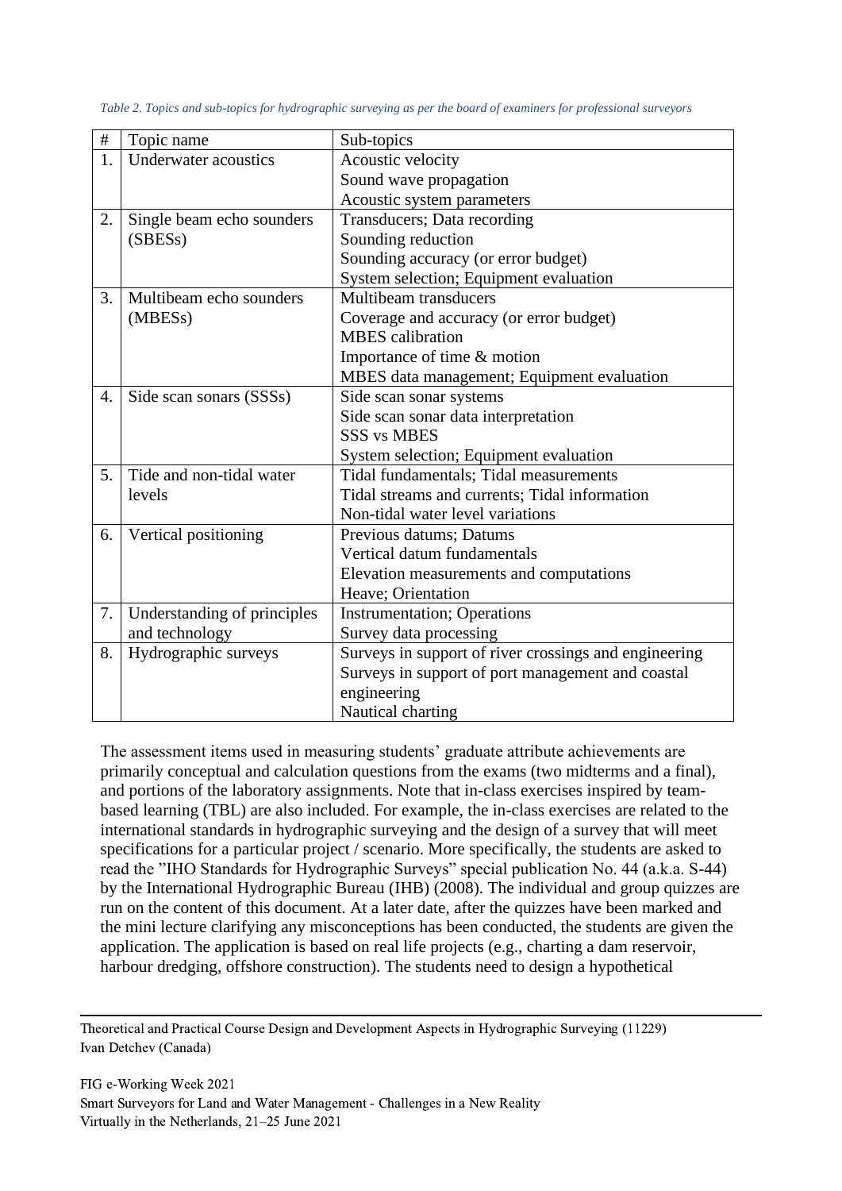*Table 2. Topics and sub-topics for hydrographic surveying as per the board of examiners for professional surveyors*

| # | Topic name | Sub-topics |
|---|---|---|
| 1. | Underwater acoustics | Acoustic velocity<br>Sound wave propagation<br>Acoustic system parameters |
| 2. | Single beam echo sounders (SBESs) | Transducers; Data recording<br>Sounding reduction<br>Sounding accuracy (or error budget)<br>System selection; Equipment evaluation |
| 3. | Multibeam echo sounders (MBESs) | Multibeam transducers<br>Coverage and accuracy (or error budget)<br>MBES calibration<br>Importance of time & motion<br>MBES data management; Equipment evaluation |
| 4. | Side scan sonars (SSSs) | Side scan sonar systems<br>Side scan sonar data interpretation<br>SSS vs MBES<br>System selection; Equipment evaluation |
| 5. | Tide and non-tidal water levels | Tidal fundamentals; Tidal measurements<br>Tidal streams and currents; Tidal information<br>Non-tidal water level variations |
| 6. | Vertical positioning | Previous datums; Datums<br>Vertical datum fundamentals<br>Elevation measurements and computations<br>Heave; Orientation |
| 7. | Understanding of principles and technology | Instrumentation; Operations<br>Survey data processing |
| 8. | Hydrographic surveys | Surveys in support of river crossings and engineering<br>Surveys in support of port management and coastal engineering<br>Nautical charting |

The assessment items used in measuring students' graduate attribute achievements are primarily conceptual and calculation questions from the exams (two midterms and a final), and portions of the laboratory assignments. Note that in-class exercises inspired by team-based learning (TBL) are also included. For example, the in-class exercises are related to the international standards in hydrographic surveying and the design of a survey that will meet specifications for a particular project / scenario. More specifically, the students are asked to read the "IHO Standards for Hydrographic Surveys" special publication No. 44 (a.k.a. S-44) by the International Hydrographic Bureau (IHB) (2008). The individual and group quizzes are run on the content of this document. At a later date, after the quizzes have been marked and the mini lecture clarifying any misconceptions has been conducted, the students are given the application. The application is based on real life projects (e.g., charting a dam reservoir, harbour dredging, offshore construction). The students need to design a hypothetical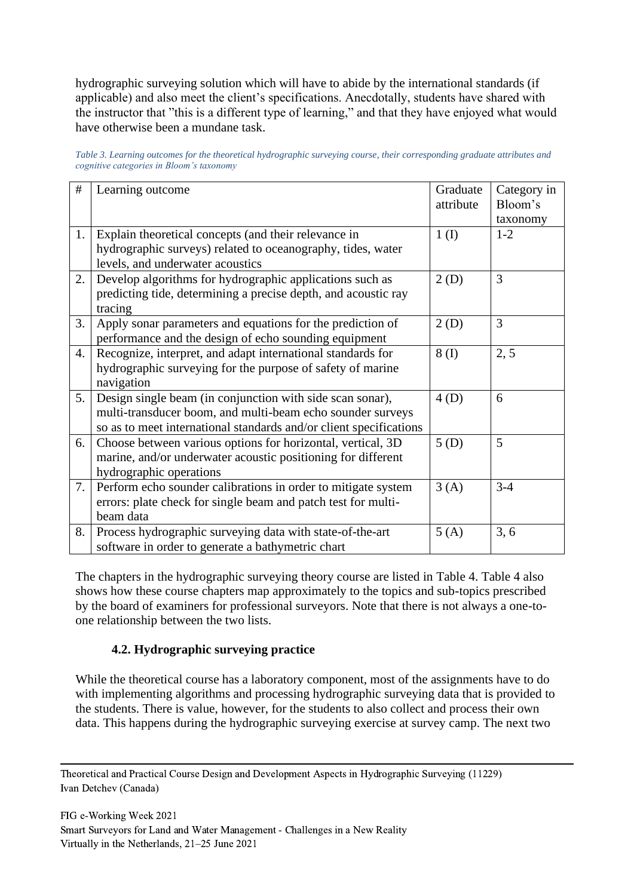hydrographic surveying solution which will have to abide by the international standards (if applicable) and also meet the client's specifications. Anecdotally, students have shared with the instructor that "this is a different type of learning," and that they have enjoyed what would have otherwise been a mundane task.

*Table 3. Learning outcomes for the theoretical hydrographic surveying course, their corresponding graduate attributes and cognitive categories in Bloom's taxonomy*

| # | Learning outcome | Graduate attribute | Category in Bloom's taxonomy |
|---|---|---|---|
| 1. | Explain theoretical concepts (and their relevance in hydrographic surveys) related to oceanography, tides, water levels, and underwater acoustics | 1 (I) | 1-2 |
| 2. | Develop algorithms for hydrographic applications such as predicting tide, determining a precise depth, and acoustic ray tracing | 2 (D) | 3 |
| 3. | Apply sonar parameters and equations for the prediction of performance and the design of echo sounding equipment | 2 (D) | 3 |
| 4. | Recognize, interpret, and adapt international standards for hydrographic surveying for the purpose of safety of marine navigation | 8 (I) | 2, 5 |
| 5. | Design single beam (in conjunction with side scan sonar), multi-transducer boom, and multi-beam echo sounder surveys so as to meet international standards and/or client specifications | 4 (D) | 6 |
| 6. | Choose between various options for horizontal, vertical, 3D marine, and/or underwater acoustic positioning for different hydrographic operations | 5 (D) | 5 |
| 7. | Perform echo sounder calibrations in order to mitigate system errors: plate check for single beam and patch test for multi-beam data | 3 (A) | 3-4 |
| 8. | Process hydrographic surveying data with state-of-the-art software in order to generate a bathymetric chart | 5 (A) | 3, 6 |

The chapters in the hydrographic surveying theory course are listed in Table 4. Table 4 also shows how these course chapters map approximately to the topics and sub-topics prescribed by the board of examiners for professional surveyors. Note that there is not always a one-to-one relationship between the two lists.

### 4.2. Hydrographic surveying practice

While the theoretical course has a laboratory component, most of the assignments have to do with implementing algorithms and processing hydrographic surveying data that is provided to the students. There is value, however, for the students to also collect and process their own data. This happens during the hydrographic surveying exercise at survey camp. The next two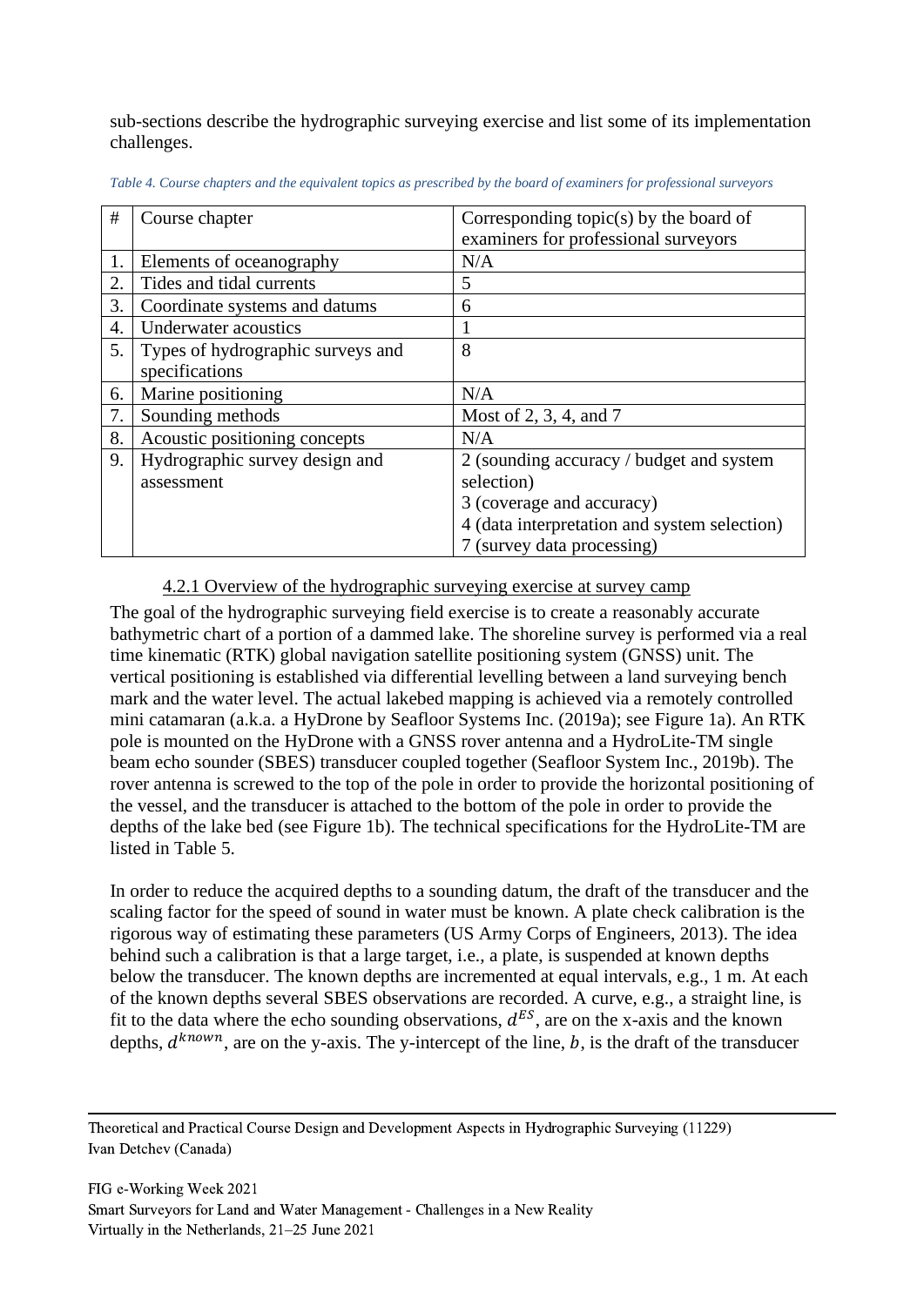sub-sections describe the hydrographic surveying exercise and list some of its implementation challenges.

*Table 4. Course chapters and the equivalent topics as prescribed by the board of examiners for professional surveyors*

| # | Course chapter | Corresponding topic(s) by the board of examiners for professional surveyors |
|---|---|---|
| 1. | Elements of oceanography | N/A |
| 2. | Tides and tidal currents | 5 |
| 3. | Coordinate systems and datums | 6 |
| 4. | Underwater acoustics | 1 |
| 5. | Types of hydrographic surveys and specifications | 8 |
| 6. | Marine positioning | N/A |
| 7. | Sounding methods | Most of 2, 3, 4, and 7 |
| 8. | Acoustic positioning concepts | N/A |
| 9. | Hydrographic survey design and assessment | 2 (sounding accuracy / budget and system selection)<br>3 (coverage and accuracy)<br>4 (data interpretation and system selection)<br>7 (survey data processing) |

#### 4.2.1 Overview of the hydrographic surveying exercise at survey camp

The goal of the hydrographic surveying field exercise is to create a reasonably accurate bathymetric chart of a portion of a dammed lake. The shoreline survey is performed via a real time kinematic (RTK) global navigation satellite positioning system (GNSS) unit. The vertical positioning is established via differential levelling between a land surveying bench mark and the water level. The actual lakebed mapping is achieved via a remotely controlled mini catamaran (a.k.a. a HyDrone by Seafloor Systems Inc. (2019a); see Figure 1a). An RTK pole is mounted on the HyDrone with a GNSS rover antenna and a HydroLite-TM single beam echo sounder (SBES) transducer coupled together (Seafloor System Inc., 2019b). The rover antenna is screwed to the top of the pole in order to provide the horizontal positioning of the vessel, and the transducer is attached to the bottom of the pole in order to provide the depths of the lake bed (see Figure 1b). The technical specifications for the HydroLite-TM are listed in Table 5.

In order to reduce the acquired depths to a sounding datum, the draft of the transducer and the scaling factor for the speed of sound in water must be known. A plate check calibration is the rigorous way of estimating these parameters (US Army Corps of Engineers, 2013). The idea behind such a calibration is that a large target, i.e., a plate, is suspended at known depths below the transducer. The known depths are incremented at equal intervals, e.g., 1 m. At each of the known depths several SBES observations are recorded. A curve, e.g., a straight line, is fit to the data where the echo sounding observations, $d^{ES}$, are on the x-axis and the known depths, $d^{known}$, are on the y-axis. The y-intercept of the line, $b$, is the draft of the transducer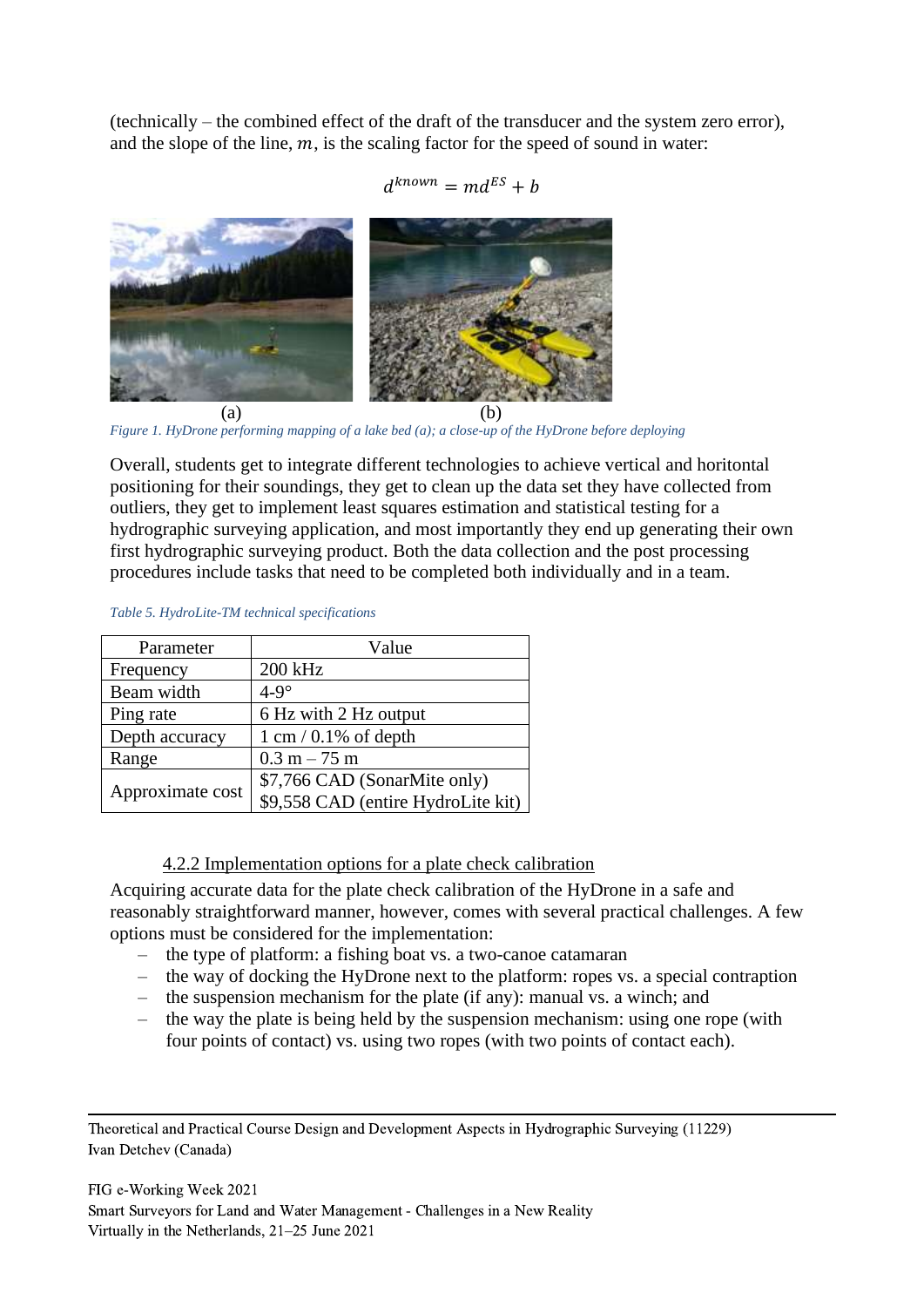(technically – the combined effect of the draft of the transducer and the system zero error), and the slope of the line, $m$, is the scaling factor for the speed of sound in water:

$$d^{known} = md^{ES} + b$$

(a) (b)

*Figure 1. HyDrone performing mapping of a lake bed (a); a close-up of the HyDrone before deploying*

Overall, students get to integrate different technologies to achieve vertical and horitontal positioning for their soundings, they get to clean up the data set they have collected from outliers, they get to implement least squares estimation and statistical testing for a hydrographic surveying application, and most importantly they end up generating their own first hydrographic surveying product. Both the data collection and the post processing procedures include tasks that need to be completed both individually and in a team.

*Table 5. HydroLite-TM technical specifications*

| Parameter | Value |
|---|---|
| Frequency | 200 kHz |
| Beam width | 4-9° |
| Ping rate | 6 Hz with 2 Hz output |
| Depth accuracy | 1 cm / 0.1% of depth |
| Range | 0.3 m – 75 m |
| Approximate cost | \$7,766 CAD (SonarMite only)<br>\$9,558 CAD (entire HydroLite kit) |

#### 4.2.2 Implementation options for a plate check calibration

Acquiring accurate data for the plate check calibration of the HyDrone in a safe and reasonably straightforward manner, however, comes with several practical challenges. A few options must be considered for the implementation:

- the type of platform: a fishing boat vs. a two-canoe catamaran
- the way of docking the HyDrone next to the platform: ropes vs. a special contraption
- the suspension mechanism for the plate (if any): manual vs. a winch; and
- the way the plate is being held by the suspension mechanism: using one rope (with four points of contact) vs. using two ropes (with two points of contact each).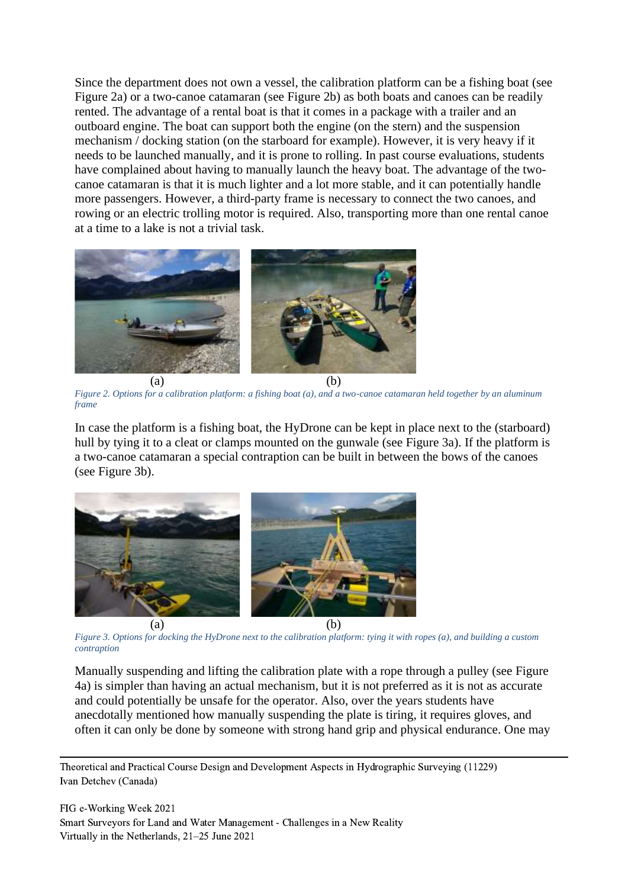Since the department does not own a vessel, the calibration platform can be a fishing boat (see Figure 2a) or a two-canoe catamaran (see Figure 2b) as both boats and canoes can be readily rented. The advantage of a rental boat is that it comes in a package with a trailer and an outboard engine. The boat can support both the engine (on the stern) and the suspension mechanism / docking station (on the starboard for example). However, it is very heavy if it needs to be launched manually, and it is prone to rolling. In past course evaluations, students have complained about having to manually launch the heavy boat. The advantage of the two-canoe catamaran is that it is much lighter and a lot more stable, and it can potentially handle more passengers. However, a third-party frame is necessary to connect the two canoes, and rowing or an electric trolling motor is required. Also, transporting more than one rental canoe at a time to a lake is not a trivial task.

(a) (b)

*Figure 2. Options for a calibration platform: a fishing boat (a), and a two-canoe catamaran held together by an aluminum frame*

In case the platform is a fishing boat, the HyDrone can be kept in place next to the (starboard) hull by tying it to a cleat or clamps mounted on the gunwale (see Figure 3a). If the platform is a two-canoe catamaran a special contraption can be built in between the bows of the canoes (see Figure 3b).

(a) (b)

*Figure 3. Options for docking the HyDrone next to the calibration platform: tying it with ropes (a), and building a custom contraption*

Manually suspending and lifting the calibration plate with a rope through a pulley (see Figure 4a) is simpler than having an actual mechanism, but it is not preferred as it is not as accurate and could potentially be unsafe for the operator. Also, over the years students have anecdotally mentioned how manually suspending the plate is tiring, it requires gloves, and often it can only be done by someone with strong hand grip and physical endurance. One may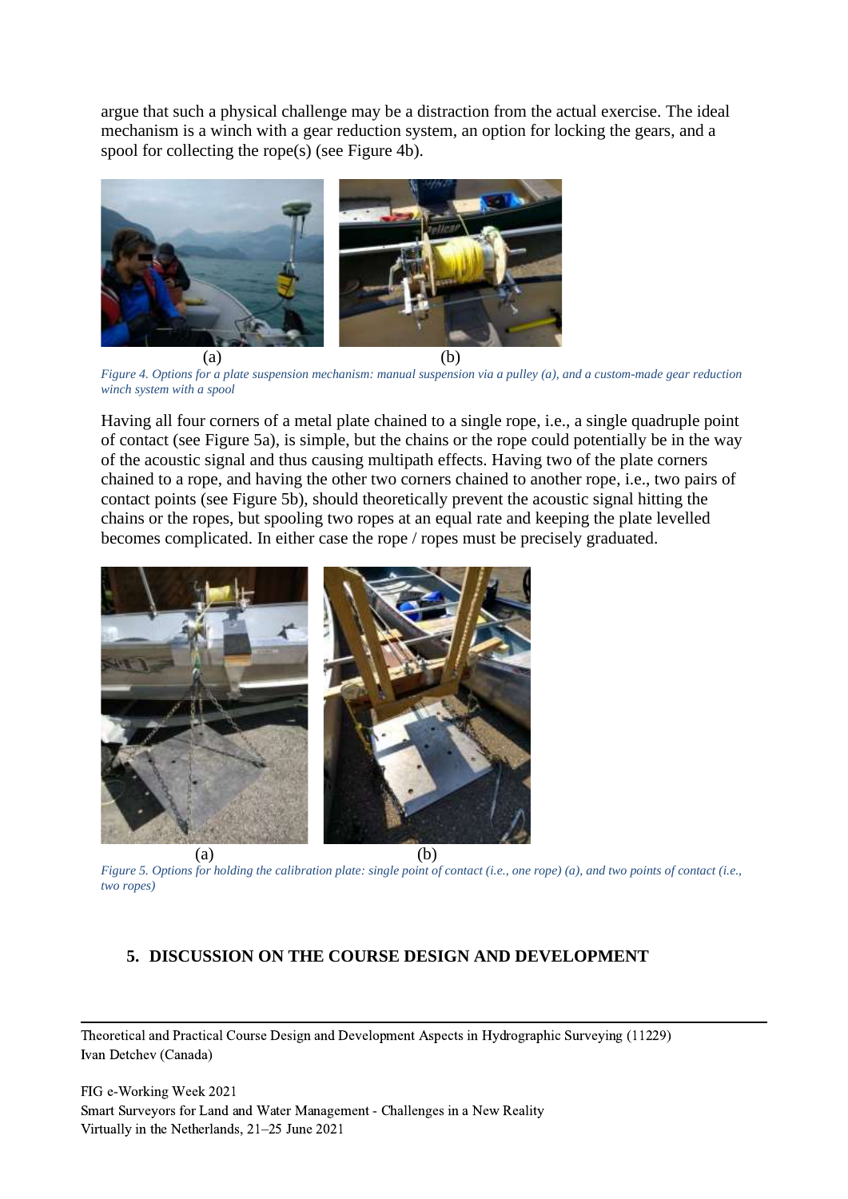argue that such a physical challenge may be a distraction from the actual exercise. The ideal mechanism is a winch with a gear reduction system, an option for locking the gears, and a spool for collecting the rope(s) (see Figure 4b).

(a) (b)

*Figure 4. Options for a plate suspension mechanism: manual suspension via a pulley (a), and a custom-made gear reduction winch system with a spool*

Having all four corners of a metal plate chained to a single rope, i.e., a single quadruple point of contact (see Figure 5a), is simple, but the chains or the rope could potentially be in the way of the acoustic signal and thus causing multipath effects. Having two of the plate corners chained to a rope, and having the other two corners chained to another rope, i.e., two pairs of contact points (see Figure 5b), should theoretically prevent the acoustic signal hitting the chains or the ropes, but spooling two ropes at an equal rate and keeping the plate levelled becomes complicated. In either case the rope / ropes must be precisely graduated.

(a) (b)

*Figure 5. Options for holding the calibration plate: single point of contact (i.e., one rope) (a), and two points of contact (i.e., two ropes)*

## 5. DISCUSSION ON THE COURSE DESIGN AND DEVELOPMENT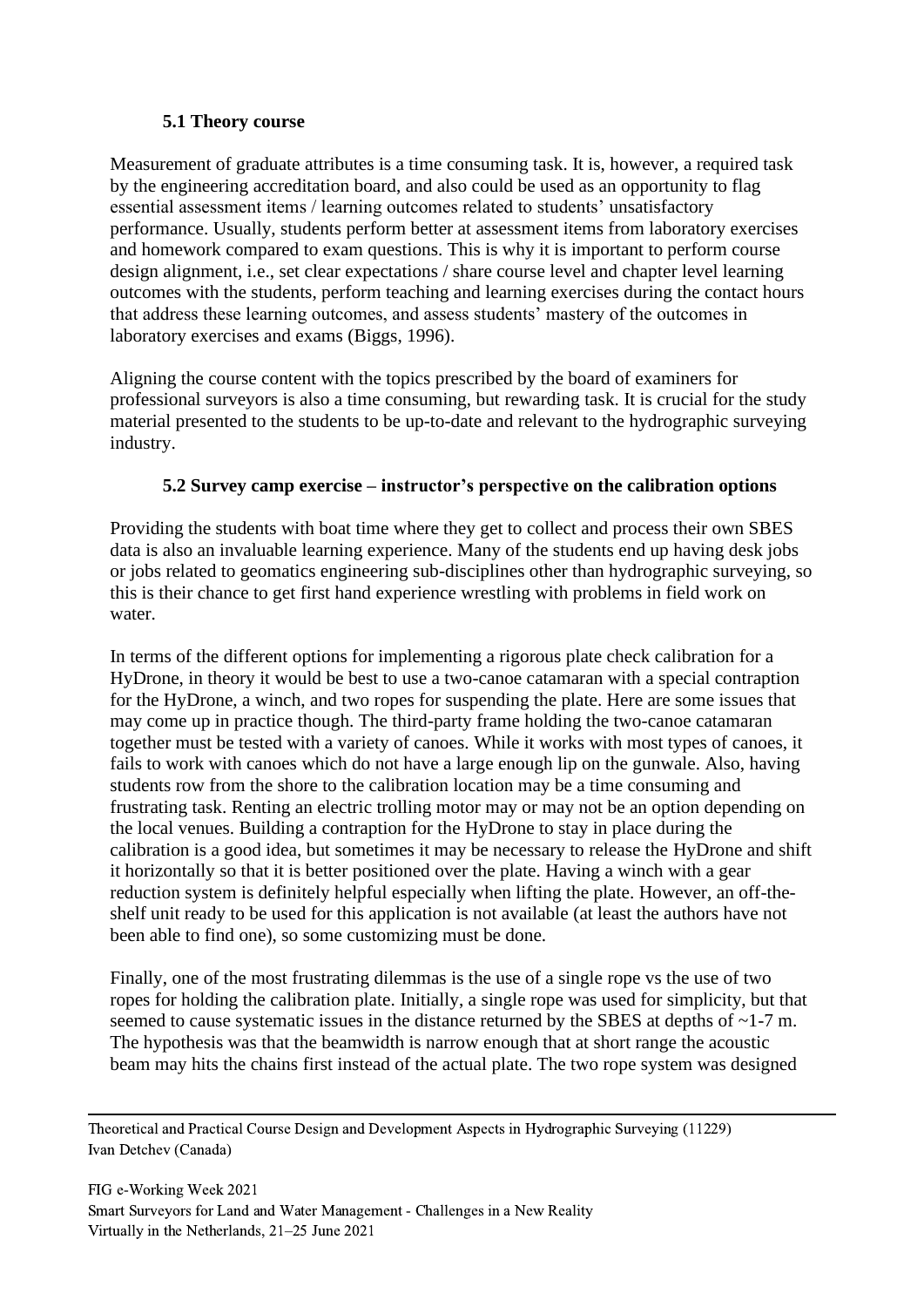### 5.1 Theory course

Measurement of graduate attributes is a time consuming task. It is, however, a required task by the engineering accreditation board, and also could be used as an opportunity to flag essential assessment items / learning outcomes related to students' unsatisfactory performance. Usually, students perform better at assessment items from laboratory exercises and homework compared to exam questions. This is why it is important to perform course design alignment, i.e., set clear expectations / share course level and chapter level learning outcomes with the students, perform teaching and learning exercises during the contact hours that address these learning outcomes, and assess students' mastery of the outcomes in laboratory exercises and exams (Biggs, 1996).

Aligning the course content with the topics prescribed by the board of examiners for professional surveyors is also a time consuming, but rewarding task. It is crucial for the study material presented to the students to be up-to-date and relevant to the hydrographic surveying industry.

### 5.2 Survey camp exercise – instructor's perspective on the calibration options

Providing the students with boat time where they get to collect and process their own SBES data is also an invaluable learning experience. Many of the students end up having desk jobs or jobs related to geomatics engineering sub-disciplines other than hydrographic surveying, so this is their chance to get first hand experience wrestling with problems in field work on water.

In terms of the different options for implementing a rigorous plate check calibration for a HyDrone, in theory it would be best to use a two-canoe catamaran with a special contraption for the HyDrone, a winch, and two ropes for suspending the plate. Here are some issues that may come up in practice though. The third-party frame holding the two-canoe catamaran together must be tested with a variety of canoes. While it works with most types of canoes, it fails to work with canoes which do not have a large enough lip on the gunwale. Also, having students row from the shore to the calibration location may be a time consuming and frustrating task. Renting an electric trolling motor may or may not be an option depending on the local venues. Building a contraption for the HyDrone to stay in place during the calibration is a good idea, but sometimes it may be necessary to release the HyDrone and shift it horizontally so that it is better positioned over the plate. Having a winch with a gear reduction system is definitely helpful especially when lifting the plate. However, an off-the-shelf unit ready to be used for this application is not available (at least the authors have not been able to find one), so some customizing must be done.

Finally, one of the most frustrating dilemmas is the use of a single rope vs the use of two ropes for holding the calibration plate. Initially, a single rope was used for simplicity, but that seemed to cause systematic issues in the distance returned by the SBES at depths of ~1-7 m. The hypothesis was that the beamwidth is narrow enough that at short range the acoustic beam may hits the chains first instead of the actual plate. The two rope system was designed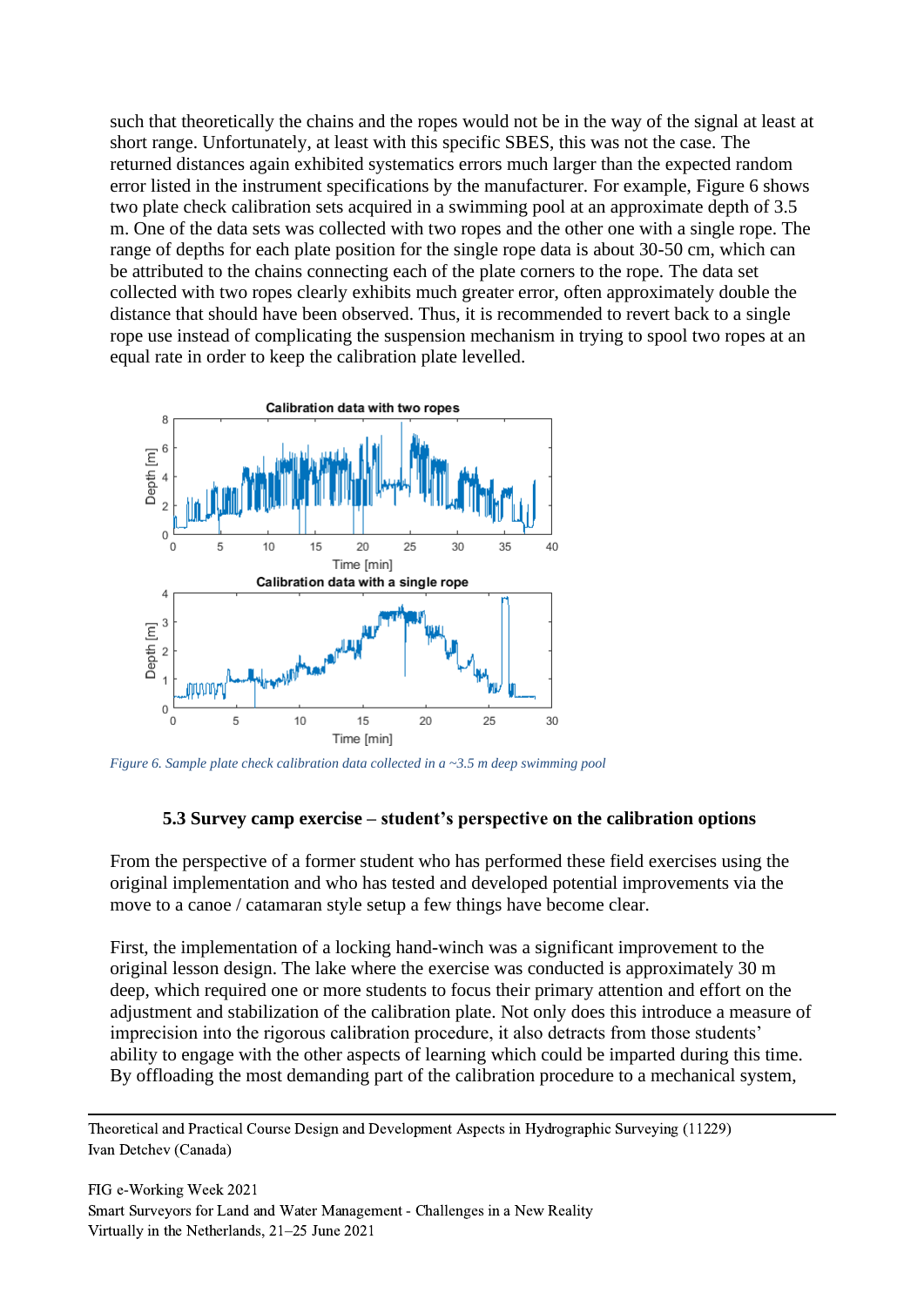such that theoretically the chains and the ropes would not be in the way of the signal at least at short range. Unfortunately, at least with this specific SBES, this was not the case. The returned distances again exhibited systematics errors much larger than the expected random error listed in the instrument specifications by the manufacturer. For example, Figure 6 shows two plate check calibration sets acquired in a swimming pool at an approximate depth of 3.5 m. One of the data sets was collected with two ropes and the other one with a single rope. The range of depths for each plate position for the single rope data is about 30-50 cm, which can be attributed to the chains connecting each of the plate corners to the rope. The data set collected with two ropes clearly exhibits much greater error, often approximately double the distance that should have been observed. Thus, it is recommended to revert back to a single rope use instead of complicating the suspension mechanism in trying to spool two ropes at an equal rate in order to keep the calibration plate levelled.

*Figure 6. Sample plate check calibration data collected in a ~3.5 m deep swimming pool*

### 5.3 Survey camp exercise – student's perspective on the calibration options

From the perspective of a former student who has performed these field exercises using the original implementation and who has tested and developed potential improvements via the move to a canoe / catamaran style setup a few things have become clear.

First, the implementation of a locking hand-winch was a significant improvement to the original lesson design. The lake where the exercise was conducted is approximately 30 m deep, which required one or more students to focus their primary attention and effort on the adjustment and stabilization of the calibration plate. Not only does this introduce a measure of imprecision into the rigorous calibration procedure, it also detracts from those students' ability to engage with the other aspects of learning which could be imparted during this time. By offloading the most demanding part of the calibration procedure to a mechanical system,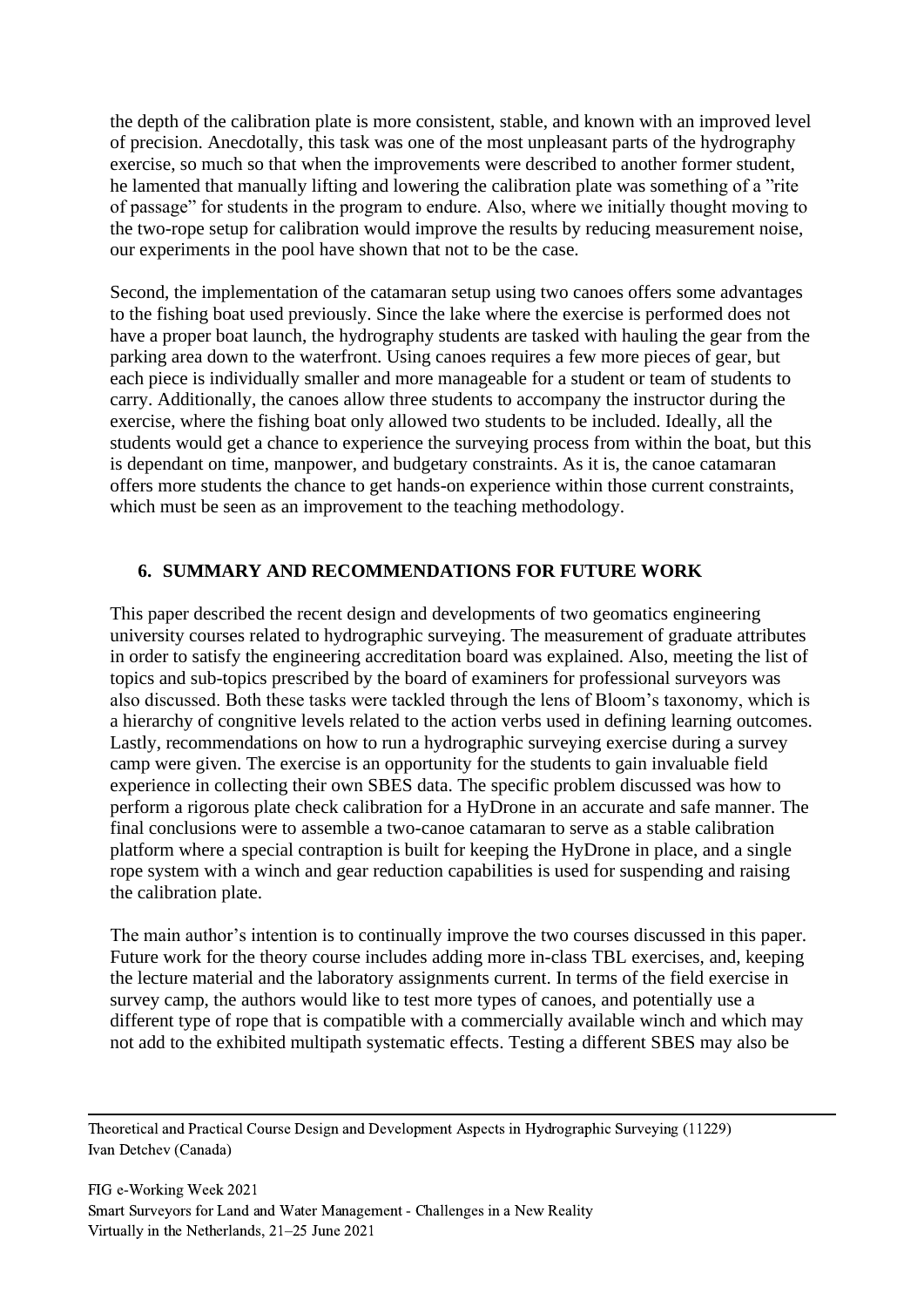the depth of the calibration plate is more consistent, stable, and known with an improved level of precision. Anecdotally, this task was one of the most unpleasant parts of the hydrography exercise, so much so that when the improvements were described to another former student, he lamented that manually lifting and lowering the calibration plate was something of a ”rite of passage” for students in the program to endure. Also, where we initially thought moving to the two-rope setup for calibration would improve the results by reducing measurement noise, our experiments in the pool have shown that not to be the case.

Second, the implementation of the catamaran setup using two canoes offers some advantages to the fishing boat used previously. Since the lake where the exercise is performed does not have a proper boat launch, the hydrography students are tasked with hauling the gear from the parking area down to the waterfront. Using canoes requires a few more pieces of gear, but each piece is individually smaller and more manageable for a student or team of students to carry. Additionally, the canoes allow three students to accompany the instructor during the exercise, where the fishing boat only allowed two students to be included. Ideally, all the students would get a chance to experience the surveying process from within the boat, but this is dependant on time, manpower, and budgetary constraints. As it is, the canoe catamaran offers more students the chance to get hands-on experience within those current constraints, which must be seen as an improvement to the teaching methodology.

## 6. SUMMARY AND RECOMMENDATIONS FOR FUTURE WORK

This paper described the recent design and developments of two geomatics engineering university courses related to hydrographic surveying. The measurement of graduate attributes in order to satisfy the engineering accreditation board was explained. Also, meeting the list of topics and sub-topics prescribed by the board of examiners for professional surveyors was also discussed. Both these tasks were tackled through the lens of Bloom’s taxonomy, which is a hierarchy of congnitive levels related to the action verbs used in defining learning outcomes. Lastly, recommendations on how to run a hydrographic surveying exercise during a survey camp were given. The exercise is an opportunity for the students to gain invaluable field experience in collecting their own SBES data. The specific problem discussed was how to perform a rigorous plate check calibration for a HyDrone in an accurate and safe manner. The final conclusions were to assemble a two-canoe catamaran to serve as a stable calibration platform where a special contraption is built for keeping the HyDrone in place, and a single rope system with a winch and gear reduction capabilities is used for suspending and raising the calibration plate.

The main author’s intention is to continually improve the two courses discussed in this paper. Future work for the theory course includes adding more in-class TBL exercises, and, keeping the lecture material and the laboratory assignments current. In terms of the field exercise in survey camp, the authors would like to test more types of canoes, and potentially use a different type of rope that is compatible with a commercially available winch and which may not add to the exhibited multipath systematic effects. Testing a different SBES may also be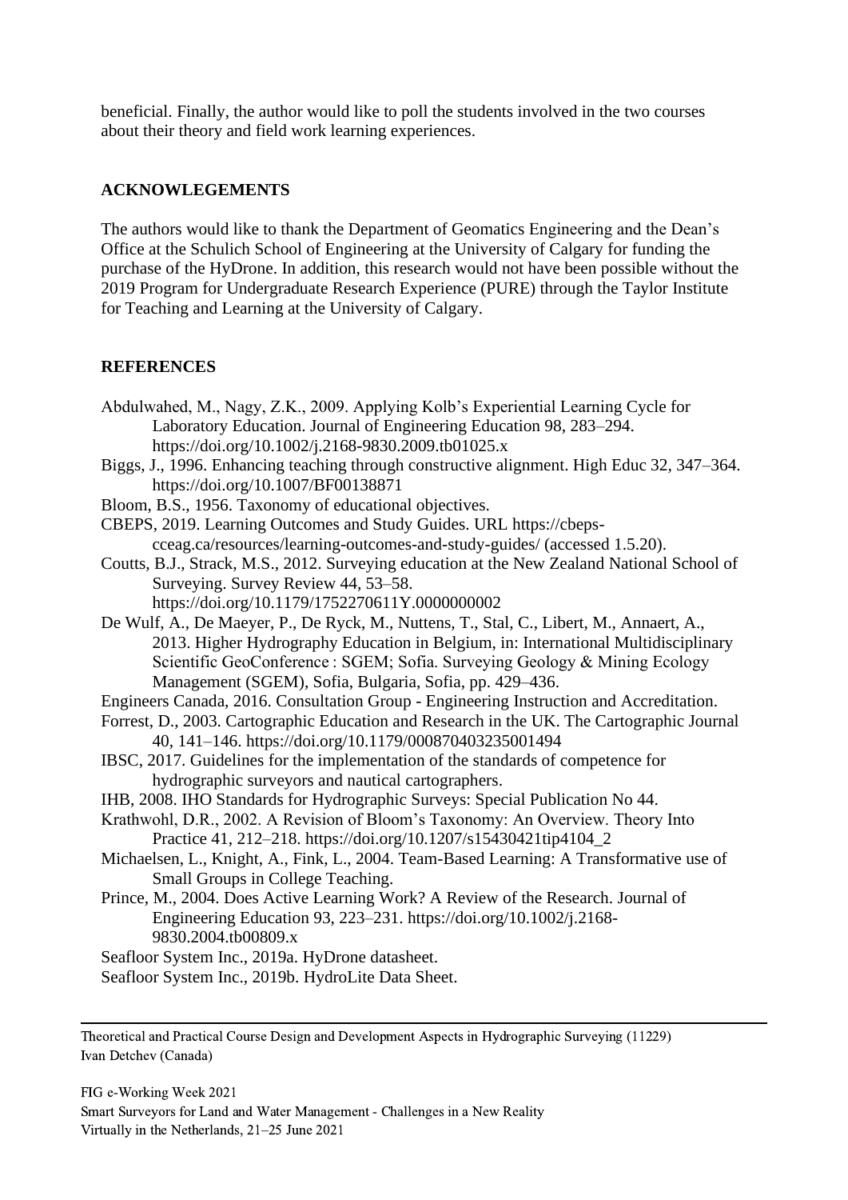beneficial. Finally, the author would like to poll the students involved in the two courses about their theory and field work learning experiences.

## ACKNOWLEGEMENTS

The authors would like to thank the Department of Geomatics Engineering and the Dean's Office at the Schulich School of Engineering at the University of Calgary for funding the purchase of the HyDrone. In addition, this research would not have been possible without the 2019 Program for Undergraduate Research Experience (PURE) through the Taylor Institute for Teaching and Learning at the University of Calgary.

## REFERENCES

Abdulwahed, M., Nagy, Z.K., 2009. Applying Kolb's Experiential Learning Cycle for Laboratory Education. Journal of Engineering Education 98, 283–294. https://doi.org/10.1002/j.2168-9830.2009.tb01025.x

Biggs, J., 1996. Enhancing teaching through constructive alignment. High Educ 32, 347–364. https://doi.org/10.1007/BF00138871

Bloom, B.S., 1956. Taxonomy of educational objectives.

CBEPS, 2019. Learning Outcomes and Study Guides. URL https://cbeps-cceag.ca/resources/learning-outcomes-and-study-guides/ (accessed 1.5.20).

Coutts, B.J., Strack, M.S., 2012. Surveying education at the New Zealand National School of Surveying. Survey Review 44, 53–58. https://doi.org/10.1179/1752270611Y.0000000002

De Wulf, A., De Maeyer, P., De Ryck, M., Nuttens, T., Stal, C., Libert, M., Annaert, A., 2013. Higher Hydrography Education in Belgium, in: International Multidisciplinary Scientific GeoConference : SGEM; Sofia. Surveying Geology & Mining Ecology Management (SGEM), Sofia, Bulgaria, Sofia, pp. 429–436.

Engineers Canada, 2016. Consultation Group - Engineering Instruction and Accreditation.

Forrest, D., 2003. Cartographic Education and Research in the UK. The Cartographic Journal 40, 141–146. https://doi.org/10.1179/000870403235001494

IBSC, 2017. Guidelines for the implementation of the standards of competence for hydrographic surveyors and nautical cartographers.

IHB, 2008. IHO Standards for Hydrographic Surveys: Special Publication No 44.

Krathwohl, D.R., 2002. A Revision of Bloom's Taxonomy: An Overview. Theory Into Practice 41, 212–218. https://doi.org/10.1207/s15430421tip4104_2

Michaelsen, L., Knight, A., Fink, L., 2004. Team-Based Learning: A Transformative use of Small Groups in College Teaching.

Prince, M., 2004. Does Active Learning Work? A Review of the Research. Journal of Engineering Education 93, 223–231. https://doi.org/10.1002/j.2168-9830.2004.tb00809.x

Seafloor System Inc., 2019a. HyDrone datasheet.

Seafloor System Inc., 2019b. HydroLite Data Sheet.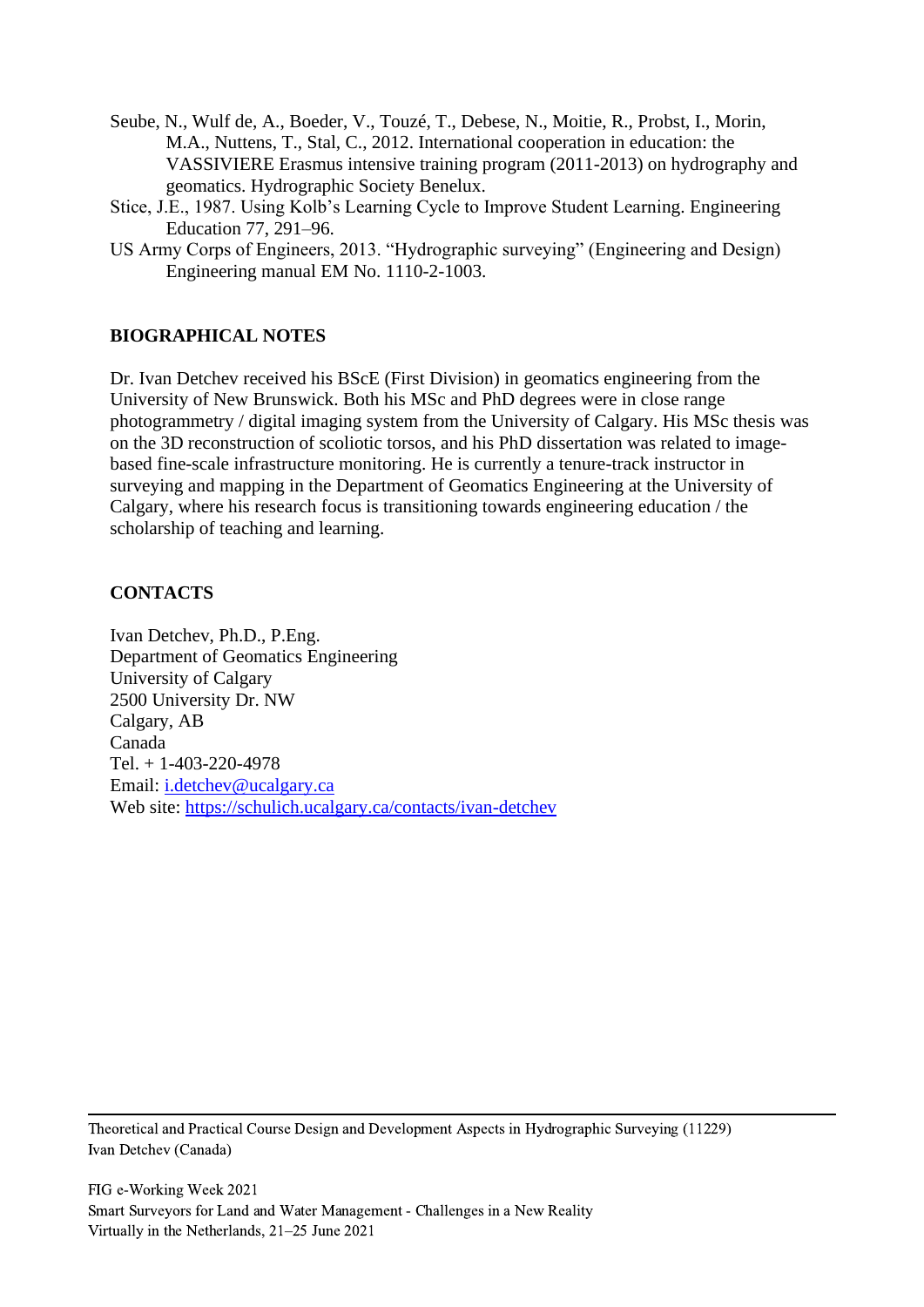Seube, N., Wulf de, A., Boeder, V., Touzé, T., Debese, N., Moitie, R., Probst, I., Morin, M.A., Nuttens, T., Stal, C., 2012. International cooperation in education: the VASSIVIERE Erasmus intensive training program (2011-2013) on hydrography and geomatics. Hydrographic Society Benelux.

Stice, J.E., 1987. Using Kolb's Learning Cycle to Improve Student Learning. Engineering Education 77, 291–96.

US Army Corps of Engineers, 2013. "Hydrographic surveying" (Engineering and Design) Engineering manual EM No. 1110-2-1003.

## BIOGRAPHICAL NOTES

Dr. Ivan Detchev received his BScE (First Division) in geomatics engineering from the University of New Brunswick. Both his MSc and PhD degrees were in close range photogrammetry / digital imaging system from the University of Calgary. His MSc thesis was on the 3D reconstruction of scoliotic torsos, and his PhD dissertation was related to image-based fine-scale infrastructure monitoring. He is currently a tenure-track instructor in surveying and mapping in the Department of Geomatics Engineering at the University of Calgary, where his research focus is transitioning towards engineering education / the scholarship of teaching and learning.

## CONTACTS

Ivan Detchev, Ph.D., P.Eng.
Department of Geomatics Engineering
University of Calgary
2500 University Dr. NW
Calgary, AB
Canada
Tel. + 1-403-220-4978
Email: i.detchev@ucalgary.ca
Web site: https://schulich.ucalgary.ca/contacts/ivan-detchev